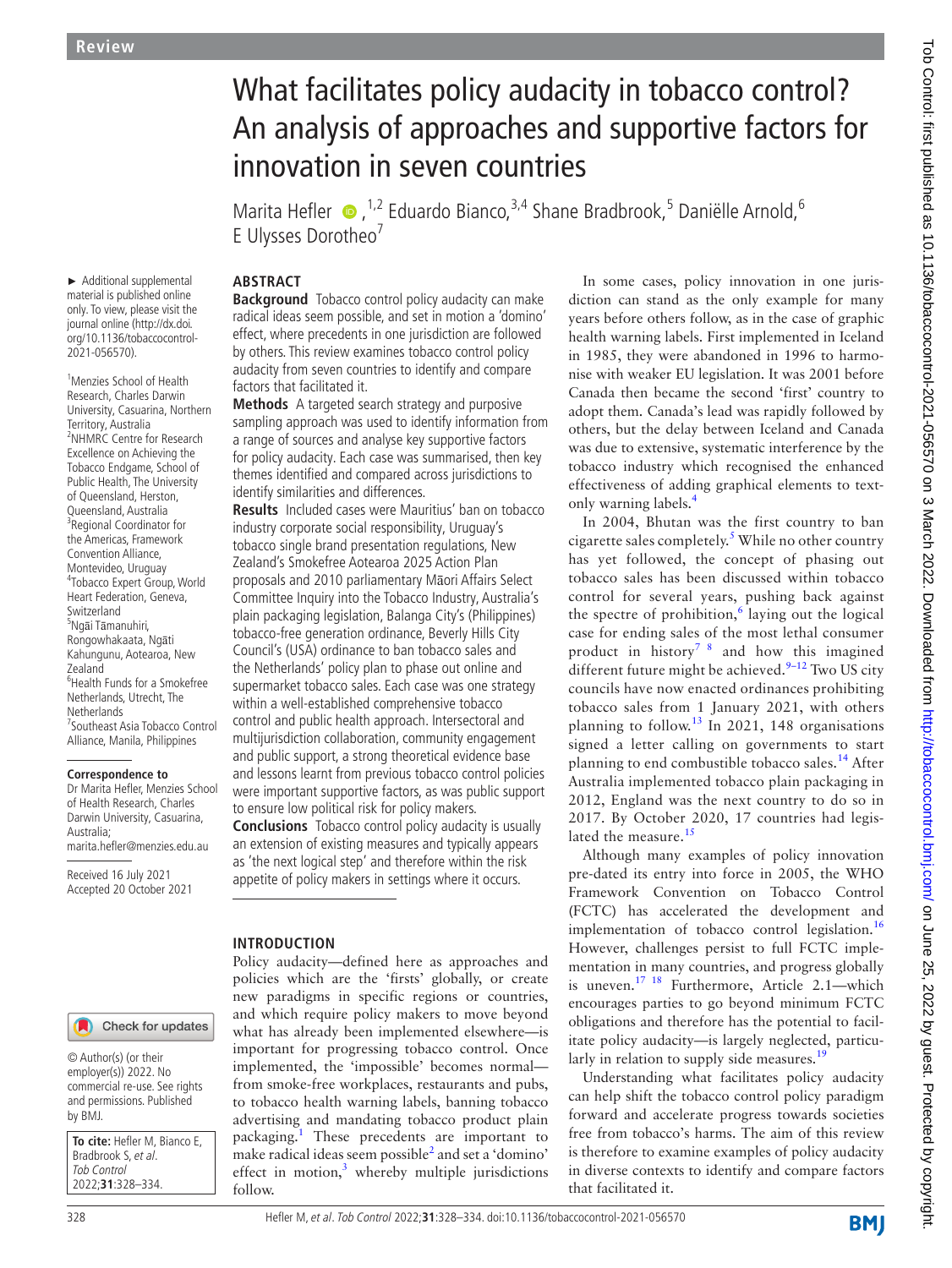Review

# What facilitates policy audacity in tobacco control? An analysis of approaches and supportive factors for innovation in seven countries

Marita Hefler[1,2], Eduardo Bianco[3,4], Shane Bradbrook[5], Daniëlle Arnold[6], E Ulysses Dorotheo[7]

► Additional supplemental material is published online only. To view, please visit the journal online (http://dx.doi.org/10.1136/tobaccocontrol-2021-056570).

[1]Menzies School of Health Research, Charles Darwin University, Casuarina, Northern Territory, Australia
[2]NHMRC Centre for Research Excellence on Achieving the Tobacco Endgame, School of Public Health, The University of Queensland, Herston, Queensland, Australia
[3]Regional Coordinator for the Americas, Framework Convention Alliance, Montevideo, Uruguay
[4]Tobacco Expert Group, World Heart Federation, Geneva, Switzerland
[5]Ngāi Tāmanuhiri, Rongowhakaata, Ngāti Kahungunu, Aotearoa, New Zealand
[6]Health Funds for a Smokefree Netherlands, Utrecht, The Netherlands
[7]Southeast Asia Tobacco Control Alliance, Manila, Philippines

**Correspondence to**
Dr Marita Hefler, Menzies School of Health Research, Charles Darwin University, Casuarina, Australia; marita.hefler@menzies.edu.au

Received 16 July 2021
Accepted 20 October 2021

© Author(s) (or their employer(s)) 2022. No commercial re-use. See rights and permissions. Published by BMJ.

**To cite:** Hefler M, Bianco E, Bradbrook S, *et al*. *Tob Control* 2022;**31**:328–334.

## ABSTRACT

**Background** Tobacco control policy audacity can make radical ideas seem possible, and set in motion a 'domino' effect, where precedents in one jurisdiction are followed by others. This review examines tobacco control policy audacity from seven countries to identify and compare factors that facilitated it.

**Methods** A targeted search strategy and purposive sampling approach was used to identify information from a range of sources and analyse key supportive factors for policy audacity. Each case was summarised, then key themes identified and compared across jurisdictions to identify similarities and differences.

**Results** Included cases were Mauritius' ban on tobacco industry corporate social responsibility, Uruguay's tobacco single brand presentation regulations, New Zealand's Smokefree Aotearoa 2025 Action Plan proposals and 2010 parliamentary Māori Affairs Select Committee Inquiry into the Tobacco Industry, Australia's plain packaging legislation, Balanga City's (Philippines) tobacco-free generation ordinance, Beverly Hills City Council's (USA) ordinance to ban tobacco sales and the Netherlands' policy plan to phase out online and supermarket tobacco sales. Each case was one strategy within a well-established comprehensive tobacco control and public health approach. Intersectoral and multijurisdiction collaboration, community engagement and public support, a strong theoretical evidence base and lessons learnt from previous tobacco control policies were important supportive factors, as was public support to ensure low political risk for policy makers.

**Conclusions** Tobacco control policy audacity is usually an extension of existing measures and typically appears as 'the next logical step' and therefore within the risk appetite of policy makers in settings where it occurs.

## INTRODUCTION

Policy audacity—defined here as approaches and policies which are the 'firsts' globally, or create new paradigms in specific regions or countries, and which require policy makers to move beyond what has already been implemented elsewhere—is important for progressing tobacco control. Once implemented, the 'impossible' becomes normal—from smoke-free workplaces, restaurants and pubs, to tobacco health warning labels, banning tobacco advertising and mandating tobacco product plain packaging.[1] These precedents are important to make radical ideas seem possible[2] and set a 'domino' effect in motion,[3] whereby multiple jurisdictions follow.

In some cases, policy innovation in one jurisdiction can stand as the only example for many years before others follow, as in the case of graphic health warning labels. First implemented in Iceland in 1985, they were abandoned in 1996 to harmonise with weaker EU legislation. It was 2001 before Canada then became the second 'first' country to adopt them. Canada's lead was rapidly followed by others, but the delay between Iceland and Canada was due to extensive, systematic interference by the tobacco industry which recognised the enhanced effectiveness of adding graphical elements to text-only warning labels.[4]

In 2004, Bhutan was the first country to ban cigarette sales completely.[5] While no other country has yet followed, the concept of phasing out tobacco sales has been discussed within tobacco control for several years, pushing back against the spectre of prohibition,[6] laying out the logical case for ending sales of the most lethal consumer product in history[7,8] and how this imagined different future might be achieved.[9–12] Two US city councils have now enacted ordinances prohibiting tobacco sales from 1 January 2021, with others planning to follow.[13] In 2021, 148 organisations signed a letter calling on governments to start planning to end combustible tobacco sales.[14] After Australia implemented tobacco plain packaging in 2012, England was the next country to do so in 2017. By October 2020, 17 countries had legislated the measure.[15]

Although many examples of policy innovation pre-dated its entry into force in 2005, the WHO Framework Convention on Tobacco Control (FCTC) has accelerated the development and implementation of tobacco control legislation.[16] However, challenges persist to full FCTC implementation in many countries, and progress globally is uneven.[17,18] Furthermore, Article 2.1—which encourages parties to go beyond minimum FCTC obligations and therefore has the potential to facilitate policy audacity—is largely neglected, particularly in relation to supply side measures.[19]

Understanding what facilitates policy audacity can help shift the tobacco control policy paradigm forward and accelerate progress towards societies free from tobacco's harms. The aim of this review is therefore to examine examples of policy audacity in diverse contexts to identify and compare factors that facilitated it.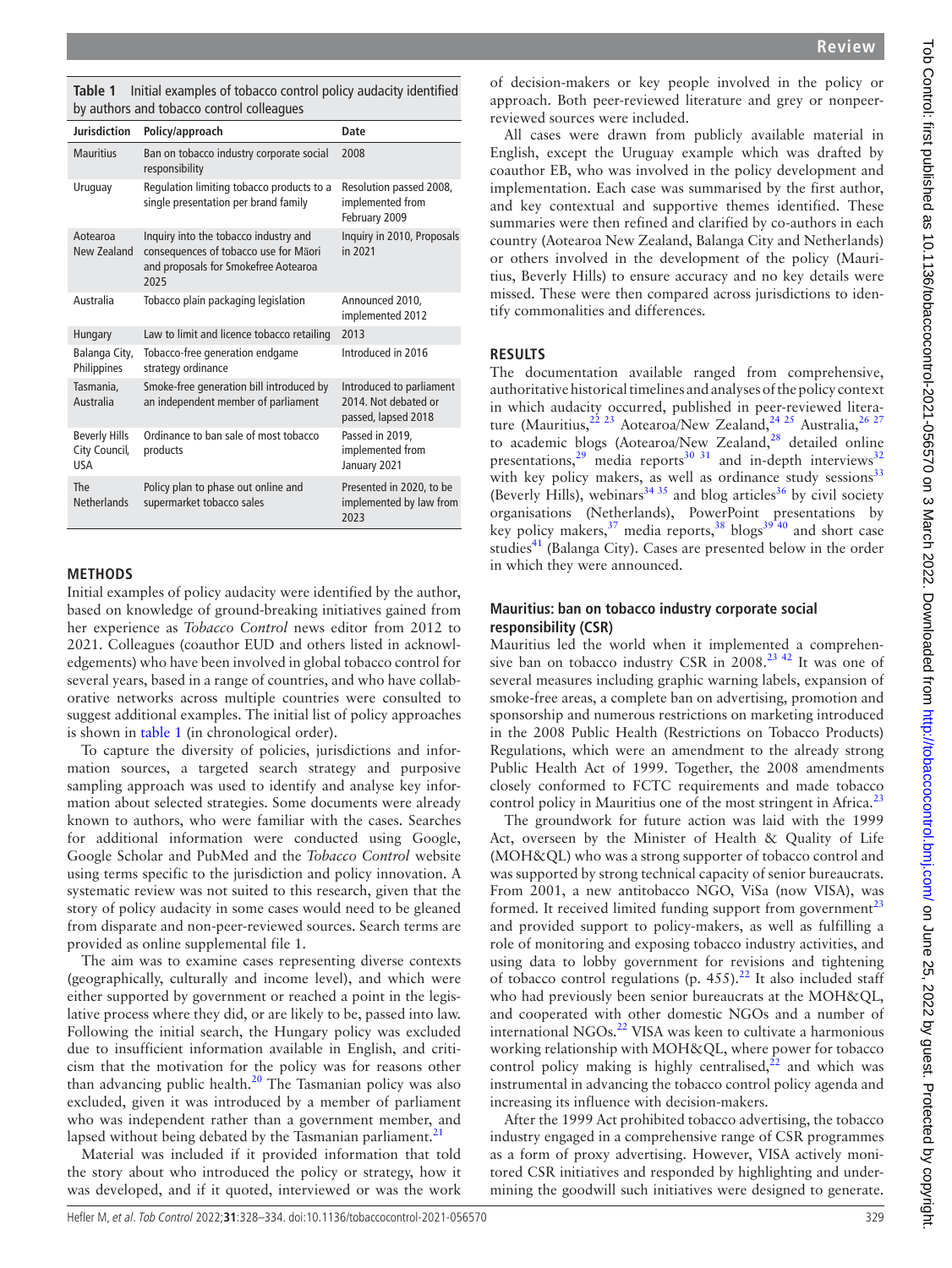**Table 1** Initial examples of tobacco control policy audacity identified by authors and tobacco control colleagues

| Jurisdiction | Policy/approach | Date |
|---|---|---|
| Mauritius | Ban on tobacco industry corporate social responsibility | 2008 |
| Uruguay | Regulation limiting tobacco products to a single presentation per brand family | Resolution passed 2008, implemented from February 2009 |
| Aotearoa New Zealand | Inquiry into the tobacco industry and consequences of tobacco use for Māori and proposals for Smokefree Aotearoa 2025 | Inquiry in 2010, Proposals in 2021 |
| Australia | Tobacco plain packaging legislation | Announced 2010, implemented 2012 |
| Hungary | Law to limit and licence tobacco retailing | 2013 |
| Balanga City, Philippines | Tobacco-free generation endgame strategy ordinance | Introduced in 2016 |
| Tasmania, Australia | Smoke-free generation bill introduced by an independent member of parliament | Introduced to parliament 2014. Not debated or passed, lapsed 2018 |
| Beverly Hills City Council, USA | Ordinance to ban sale of most tobacco products | Passed in 2019, implemented from January 2021 |
| The Netherlands | Policy plan to phase out online and supermarket tobacco sales | Presented in 2020, to be implemented by law from 2023 |

## METHODS

Initial examples of policy audacity were identified by the author, based on knowledge of ground-breaking initiatives gained from her experience as *Tobacco Control* news editor from 2012 to 2021. Colleagues (coauthor EUD and others listed in acknowledgements) who have been involved in global tobacco control for several years, based in a range of countries, and who have collaborative networks across multiple countries were consulted to suggest additional examples. The initial list of policy approaches is shown in table 1 (in chronological order).

To capture the diversity of policies, jurisdictions and information sources, a targeted search strategy and purposive sampling approach was used to identify and analyse key information about selected strategies. Some documents were already known to authors, who were familiar with the cases. Searches for additional information were conducted using Google, Google Scholar and PubMed and the *Tobacco Control* website using terms specific to the jurisdiction and policy innovation. A systematic review was not suited to this research, given that the story of policy audacity in some cases would need to be gleaned from disparate and non-peer-reviewed sources. Search terms are provided as online supplemental file 1.

The aim was to examine cases representing diverse contexts (geographically, culturally and income level), and which were either supported by government or reached a point in the legislative process where they did, or are likely to be, passed into law. Following the initial search, the Hungary policy was excluded due to insufficient information available in English, and criticism that the motivation for the policy was for reasons other than advancing public health.[20] The Tasmanian policy was also excluded, given it was introduced by a member of parliament who was independent rather than a government member, and lapsed without being debated by the Tasmanian parliament.[21]

Material was included if it provided information that told the story about who introduced the policy or strategy, how it was developed, and if it quoted, interviewed or was the work of decision-makers or key people involved in the policy or approach. Both peer-reviewed literature and grey or nonpeer-reviewed sources were included.

All cases were drawn from publicly available material in English, except the Uruguay example which was drafted by coauthor EB, who was involved in the policy development and implementation. Each case was summarised by the first author, and key contextual and supportive themes identified. These summaries were then refined and clarified by co-authors in each country (Aotearoa New Zealand, Balanga City and Netherlands) or others involved in the development of the policy (Mauritius, Beverly Hills) to ensure accuracy and no key details were missed. These were then compared across jurisdictions to identify commonalities and differences.

## RESULTS

The documentation available ranged from comprehensive, authoritative historical timelines and analyses of the policy context in which audacity occurred, published in peer-reviewed literature (Mauritius,[22 23] Aotearoa/New Zealand,[24 25] Australia,[26 27] to academic blogs (Aotearoa/New Zealand,[28] detailed online presentations,[29] media reports[30 31] and in-depth interviews[32] with key policy makers, as well as ordinance study sessions[33] (Beverly Hills), webinars[34 35] and blog articles[36] by civil society organisations (Netherlands), PowerPoint presentations by key policy makers,[37] media reports,[38] blogs[39 40] and short case studies[41] (Balanga City). Cases are presented below in the order in which they were announced.

### Mauritius: ban on tobacco industry corporate social responsibility (CSR)

Mauritius led the world when it implemented a comprehensive ban on tobacco industry CSR in 2008.[23 42] It was one of several measures including graphic warning labels, expansion of smoke-free areas, a complete ban on advertising, promotion and sponsorship and numerous restrictions on marketing introduced in the 2008 Public Health (Restrictions on Tobacco Products) Regulations, which were an amendment to the already strong Public Health Act of 1999. Together, the 2008 amendments closely conformed to FCTC requirements and made tobacco control policy in Mauritius one of the most stringent in Africa.[23]

The groundwork for future action was laid with the 1999 Act, overseen by the Minister of Health & Quality of Life (MOH&QL) who was a strong supporter of tobacco control and was supported by strong technical capacity of senior bureaucrats. From 2001, a new antitobacco NGO, ViSa (now VISA), was formed. It received limited funding support from government[23] and provided support to policy-makers, as well as fulfilling a role of monitoring and exposing tobacco industry activities, and using data to lobby government for revisions and tightening of tobacco control regulations (p. 455).[22] It also included staff who had previously been senior bureaucrats at the MOH&QL, and cooperated with other domestic NGOs and a number of international NGOs.[22] VISA was keen to cultivate a harmonious working relationship with MOH&QL, where power for tobacco control policy making is highly centralised,[22] and which was instrumental in advancing the tobacco control policy agenda and increasing its influence with decision-makers.

After the 1999 Act prohibited tobacco advertising, the tobacco industry engaged in a comprehensive range of CSR programmes as a form of proxy advertising. However, VISA actively monitored CSR initiatives and responded by highlighting and undermining the goodwill such initiatives were designed to generate.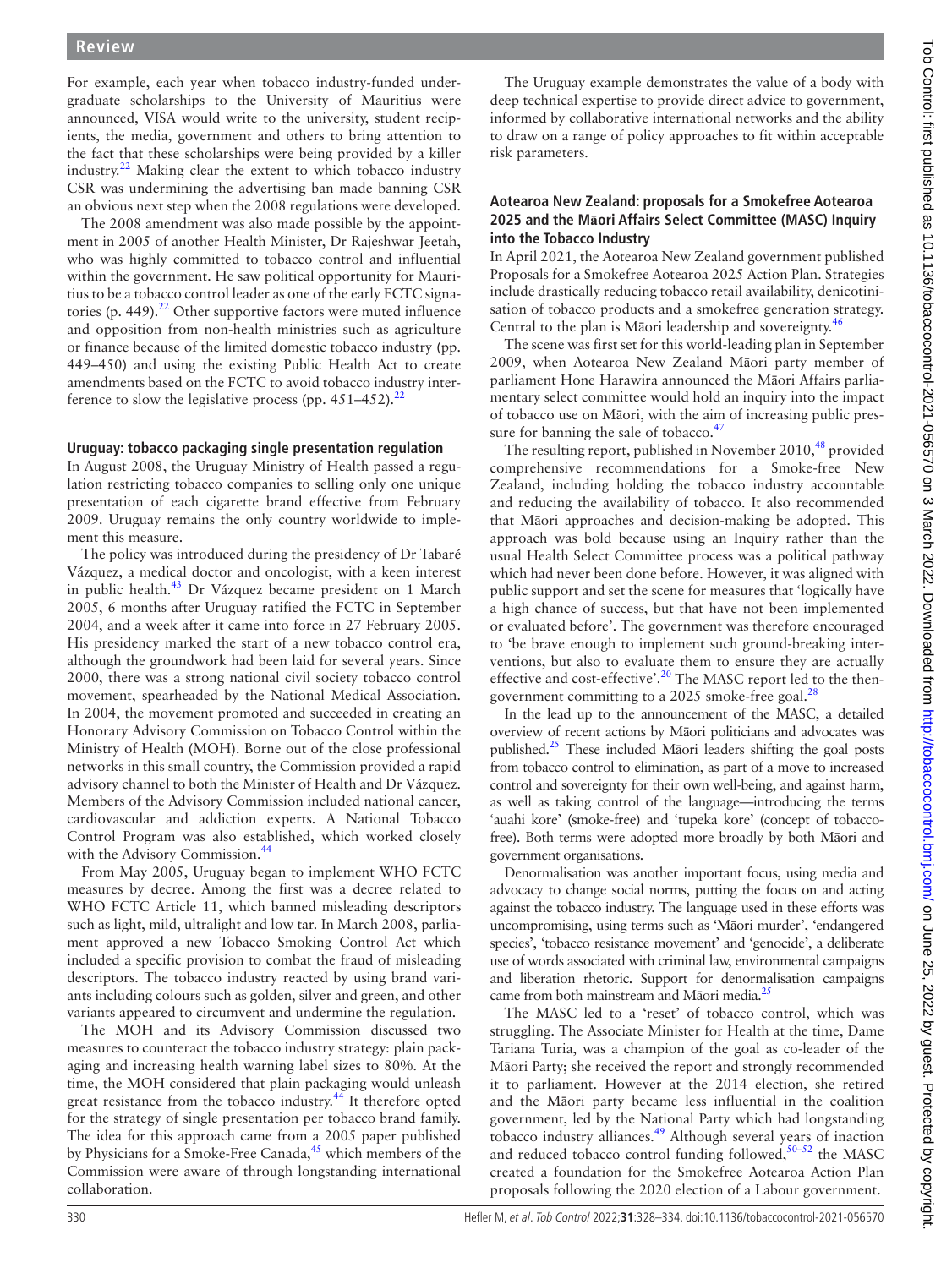For example, each year when tobacco industry-funded undergraduate scholarships to the University of Mauritius were announced, VISA would write to the university, student recipients, the media, government and others to bring attention to the fact that these scholarships were being provided by a killer industry.[22] Making clear the extent to which tobacco industry CSR was undermining the advertising ban made banning CSR an obvious next step when the 2008 regulations were developed.

The 2008 amendment was also made possible by the appointment in 2005 of another Health Minister, Dr Rajeshwar Jeetah, who was highly committed to tobacco control and influential within the government. He saw political opportunity for Mauritius to be a tobacco control leader as one of the early FCTC signatories (p. 449).[22] Other supportive factors were muted influence and opposition from non-health ministries such as agriculture or finance because of the limited domestic tobacco industry (pp. 449–450) and using the existing Public Health Act to create amendments based on the FCTC to avoid tobacco industry interference to slow the legislative process (pp. 451–452).[22]

### Uruguay: tobacco packaging single presentation regulation

In August 2008, the Uruguay Ministry of Health passed a regulation restricting tobacco companies to selling only one unique presentation of each cigarette brand effective from February 2009. Uruguay remains the only country worldwide to implement this measure.

The policy was introduced during the presidency of Dr Tabaré Vázquez, a medical doctor and oncologist, with a keen interest in public health.[43] Dr Vázquez became president on 1 March 2005, 6 months after Uruguay ratified the FCTC in September 2004, and a week after it came into force in 27 February 2005. His presidency marked the start of a new tobacco control era, although the groundwork had been laid for several years. Since 2000, there was a strong national civil society tobacco control movement, spearheaded by the National Medical Association. In 2004, the movement promoted and succeeded in creating an Honorary Advisory Commission on Tobacco Control within the Ministry of Health (MOH). Borne out of the close professional networks in this small country, the Commission provided a rapid advisory channel to both the Minister of Health and Dr Vázquez. Members of the Advisory Commission included national cancer, cardiovascular and addiction experts. A National Tobacco Control Program was also established, which worked closely with the Advisory Commission.[44]

From May 2005, Uruguay began to implement WHO FCTC measures by decree. Among the first was a decree related to WHO FCTC Article 11, which banned misleading descriptors such as light, mild, ultralight and low tar. In March 2008, parliament approved a new Tobacco Smoking Control Act which included a specific provision to combat the fraud of misleading descriptors. The tobacco industry reacted by using brand variants including colours such as golden, silver and green, and other variants appeared to circumvent and undermine the regulation.

The MOH and its Advisory Commission discussed two measures to counteract the tobacco industry strategy: plain packaging and increasing health warning label sizes to 80%. At the time, the MOH considered that plain packaging would unleash great resistance from the tobacco industry.[44] It therefore opted for the strategy of single presentation per tobacco brand family. The idea for this approach came from a 2005 paper published by Physicians for a Smoke-Free Canada,[45] which members of the Commission were aware of through longstanding international collaboration.

The Uruguay example demonstrates the value of a body with deep technical expertise to provide direct advice to government, informed by collaborative international networks and the ability to draw on a range of policy approaches to fit within acceptable risk parameters.

### Aotearoa New Zealand: proposals for a Smokefree Aotearoa 2025 and the Māori Affairs Select Committee (MASC) Inquiry into the Tobacco Industry

In April 2021, the Aotearoa New Zealand government published Proposals for a Smokefree Aotearoa 2025 Action Plan. Strategies include drastically reducing tobacco retail availability, denicotinisation of tobacco products and a smokefree generation strategy. Central to the plan is Māori leadership and sovereignty.[46]

The scene was first set for this world-leading plan in September 2009, when Aotearoa New Zealand Māori party member of parliament Hone Harawira announced the Māori Affairs parliamentary select committee would hold an inquiry into the impact of tobacco use on Māori, with the aim of increasing public pressure for banning the sale of tobacco.[47]

The resulting report, published in November 2010,[48] provided comprehensive recommendations for a Smoke-free New Zealand, including holding the tobacco industry accountable and reducing the availability of tobacco. It also recommended that Māori approaches and decision-making be adopted. This approach was bold because using an Inquiry rather than the usual Health Select Committee process was a political pathway which had never been done before. However, it was aligned with public support and set the scene for measures that 'logically have a high chance of success, but that have not been implemented or evaluated before'. The government was therefore encouraged to 'be brave enough to implement such ground-breaking interventions, but also to evaluate them to ensure they are actually effective and cost-effective'.[20] The MASC report led to the then-government committing to a 2025 smoke-free goal.[28]

In the lead up to the announcement of the MASC, a detailed overview of recent actions by Māori politicians and advocates was published.[25] These included Māori leaders shifting the goal posts from tobacco control to elimination, as part of a move to increased control and sovereignty for their own well-being, and against harm, as well as taking control of the language—introducing the terms 'auahi kore' (smoke-free) and 'tupeka kore' (concept of tobacco-free). Both terms were adopted more broadly by both Māori and government organisations.

Denormalisation was another important focus, using media and advocacy to change social norms, putting the focus on and acting against the tobacco industry. The language used in these efforts was uncompromising, using terms such as 'Māori murder', 'endangered species', 'tobacco resistance movement' and 'genocide', a deliberate use of words associated with criminal law, environmental campaigns and liberation rhetoric. Support for denormalisation campaigns came from both mainstream and Māori media.[25]

The MASC led to a 'reset' of tobacco control, which was struggling. The Associate Minister for Health at the time, Dame Tariana Turia, was a champion of the goal as co-leader of the Māori Party; she received the report and strongly recommended it to parliament. However at the 2014 election, she retired and the Māori party became less influential in the coalition government, led by the National Party which had longstanding tobacco industry alliances.[49] Although several years of inaction and reduced tobacco control funding followed,[50–52] the MASC created a foundation for the Smokefree Aotearoa Action Plan proposals following the 2020 election of a Labour government.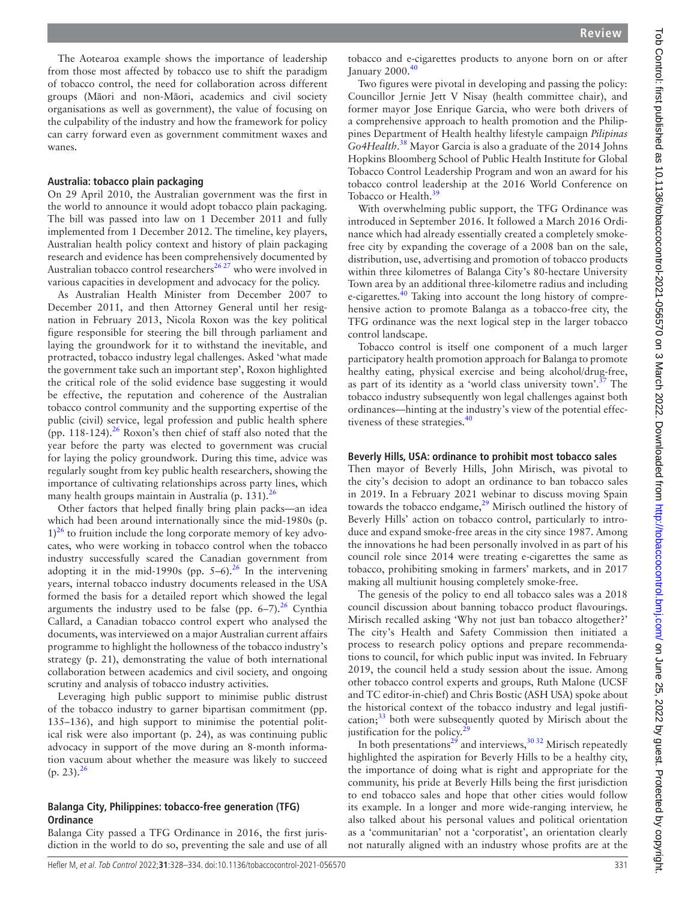The Aotearoa example shows the importance of leadership from those most affected by tobacco use to shift the paradigm of tobacco control, the need for collaboration across different groups (Māori and non-Māori, academics and civil society organisations as well as government), the value of focusing on the culpability of the industry and how the framework for policy can carry forward even as government commitment waxes and wanes.

### Australia: tobacco plain packaging

On 29 April 2010, the Australian government was the first in the world to announce it would adopt tobacco plain packaging. The bill was passed into law on 1 December 2011 and fully implemented from 1 December 2012. The timeline, key players, Australian health policy context and history of plain packaging research and evidence has been comprehensively documented by Australian tobacco control researchers[26 27] who were involved in various capacities in development and advocacy for the policy.

As Australian Health Minister from December 2007 to December 2011, and then Attorney General until her resignation in February 2013, Nicola Roxon was the key political figure responsible for steering the bill through parliament and laying the groundwork for it to withstand the inevitable, and protracted, tobacco industry legal challenges. Asked 'what made the government take such an important step', Roxon highlighted the critical role of the solid evidence base suggesting it would be effective, the reputation and coherence of the Australian tobacco control community and the supporting expertise of the public (civil) service, legal profession and public health sphere (pp. 118-124).[26] Roxon's then chief of staff also noted that the year before the party was elected to government was crucial for laying the policy groundwork. During this time, advice was regularly sought from key public health researchers, showing the importance of cultivating relationships across party lines, which many health groups maintain in Australia (p. 131).[26]

Other factors that helped finally bring plain packs—an idea which had been around internationally since the mid-1980s (p. 1)[26] to fruition include the long corporate memory of key advocates, who were working in tobacco control when the tobacco industry successfully scared the Canadian government from adopting it in the mid-1990s (pp. 5–6).[26] In the intervening years, internal tobacco industry documents released in the USA formed the basis for a detailed report which showed the legal arguments the industry used to be false (pp. 6–7).[26] Cynthia Callard, a Canadian tobacco control expert who analysed the documents, was interviewed on a major Australian current affairs programme to highlight the hollowness of the tobacco industry's strategy (p. 21), demonstrating the value of both international collaboration between academics and civil society, and ongoing scrutiny and analysis of tobacco industry activities.

Leveraging high public support to minimise public distrust of the tobacco industry to garner bipartisan commitment (pp. 135–136), and high support to minimise the potential political risk were also important (p. 24), as was continuing public advocacy in support of the move during an 8-month information vacuum about whether the measure was likely to succeed (p. 23).[26]

### Balanga City, Philippines: tobacco-free generation (TFG) Ordinance

Balanga City passed a TFG Ordinance in 2016, the first jurisdiction in the world to do so, preventing the sale and use of all tobacco and e-cigarettes products to anyone born on or after January 2000.[40]

Two figures were pivotal in developing and passing the policy: Councillor Jernie Jett V Nisay (health committee chair), and former mayor Jose Enrique Garcia, who were both drivers of a comprehensive approach to health promotion and the Philippines Department of Health healthy lifestyle campaign *Pilipinas Go4Health*.[38] Mayor Garcia is also a graduate of the 2014 Johns Hopkins Bloomberg School of Public Health Institute for Global Tobacco Control Leadership Program and won an award for his tobacco control leadership at the 2016 World Conference on Tobacco or Health.[39]

With overwhelming public support, the TFG Ordinance was introduced in September 2016. It followed a March 2016 Ordinance which had already essentially created a completely smoke-free city by expanding the coverage of a 2008 ban on the sale, distribution, use, advertising and promotion of tobacco products within three kilometres of Balanga City's 80-hectare University Town area by an additional three-kilometre radius and including e-cigarettes.[40] Taking into account the long history of comprehensive action to promote Balanga as a tobacco-free city, the TFG ordinance was the next logical step in the larger tobacco control landscape.

Tobacco control is itself one component of a much larger participatory health promotion approach for Balanga to promote healthy eating, physical exercise and being alcohol/drug-free, as part of its identity as a 'world class university town'.[37] The tobacco industry subsequently won legal challenges against both ordinances—hinting at the industry's view of the potential effectiveness of these strategies.[40]

### Beverly Hills, USA: ordinance to prohibit most tobacco sales

Then mayor of Beverly Hills, John Mirisch, was pivotal to the city's decision to adopt an ordinance to ban tobacco sales in 2019. In a February 2021 webinar to discuss moving Spain towards the tobacco endgame,[29] Mirisch outlined the history of Beverly Hills' action on tobacco control, particularly to introduce and expand smoke-free areas in the city since 1987. Among the innovations he had been personally involved in as part of his council role since 2014 were treating e-cigarettes the same as tobacco, prohibiting smoking in farmers' markets, and in 2017 making all multiunit housing completely smoke-free.

The genesis of the policy to end all tobacco sales was a 2018 council discussion about banning tobacco product flavourings. Mirisch recalled asking 'Why not just ban tobacco altogether?' The city's Health and Safety Commission then initiated a process to research policy options and prepare recommendations to council, for which public input was invited. In February 2019, the council held a study session about the issue. Among other tobacco control experts and groups, Ruth Malone (UCSF and TC editor-in-chief) and Chris Bostic (ASH USA) spoke about the historical context of the tobacco industry and legal justification;[33] both were subsequently quoted by Mirisch about the justification for the policy.[29]

In both presentations[29] and interviews,[30 32] Mirisch repeatedly highlighted the aspiration for Beverly Hills to be a healthy city, the importance of doing what is right and appropriate for the community, his pride at Beverly Hills being the first jurisdiction to end tobacco sales and hope that other cities would follow its example. In a longer and more wide-ranging interview, he also talked about his personal values and political orientation as a 'communitarian' not a 'corporatist', an orientation clearly not naturally aligned with an industry whose profits are at the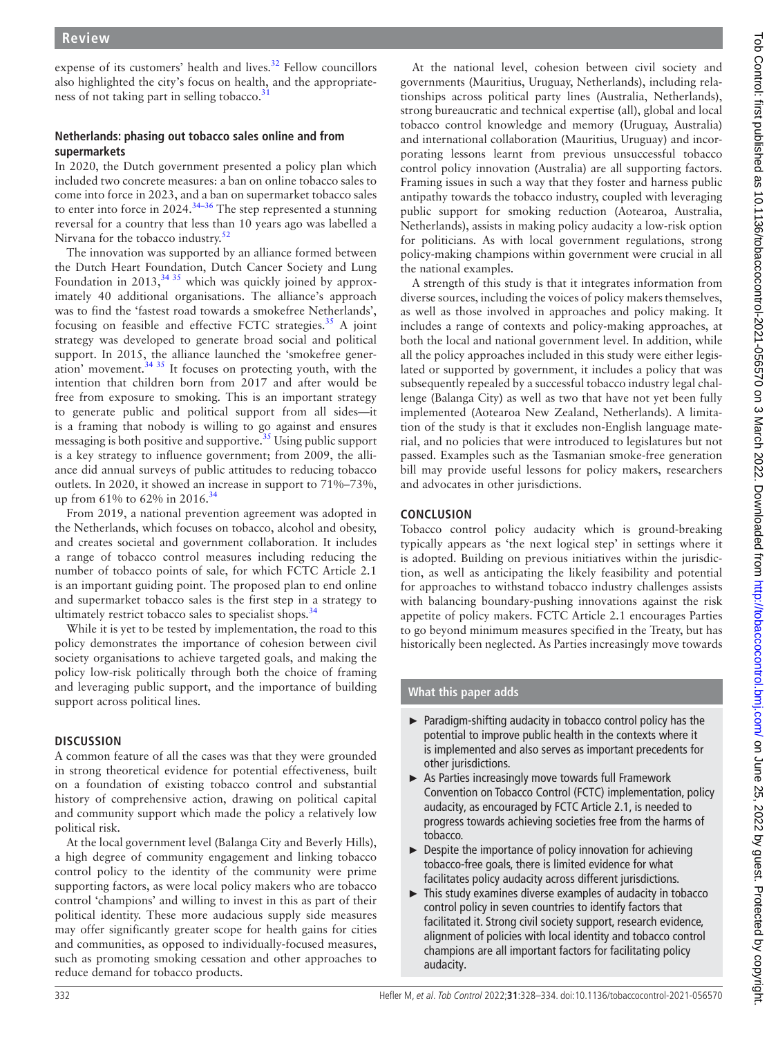expense of its customers' health and lives.[32] Fellow councillors also highlighted the city's focus on health, and the appropriateness of not taking part in selling tobacco.[31]

### Netherlands: phasing out tobacco sales online and from supermarkets

In 2020, the Dutch government presented a policy plan which included two concrete measures: a ban on online tobacco sales to come into force in 2023, and a ban on supermarket tobacco sales to enter into force in 2024.[34–36] The step represented a stunning reversal for a country that less than 10 years ago was labelled a Nirvana for the tobacco industry.[52]

The innovation was supported by an alliance formed between the Dutch Heart Foundation, Dutch Cancer Society and Lung Foundation in 2013,[34 35] which was quickly joined by approximately 40 additional organisations. The alliance's approach was to find the 'fastest road towards a smokefree Netherlands', focusing on feasible and effective FCTC strategies.[35] A joint strategy was developed to generate broad social and political support. In 2015, the alliance launched the 'smokefree generation' movement.[34 35] It focuses on protecting youth, with the intention that children born from 2017 and after would be free from exposure to smoking. This is an important strategy to generate public and political support from all sides—it is a framing that nobody is willing to go against and ensures messaging is both positive and supportive.[35] Using public support is a key strategy to influence government; from 2009, the alliance did annual surveys of public attitudes to reducing tobacco outlets. In 2020, it showed an increase in support to 71%–73%, up from 61% to 62% in 2016.[34]

From 2019, a national prevention agreement was adopted in the Netherlands, which focuses on tobacco, alcohol and obesity, and creates societal and government collaboration. It includes a range of tobacco control measures including reducing the number of tobacco points of sale, for which FCTC Article 2.1 is an important guiding point. The proposed plan to end online and supermarket tobacco sales is the first step in a strategy to ultimately restrict tobacco sales to specialist shops.[34]

While it is yet to be tested by implementation, the road to this policy demonstrates the importance of cohesion between civil society organisations to achieve targeted goals, and making the policy low-risk politically through both the choice of framing and leveraging public support, and the importance of building support across political lines.

## DISCUSSION

A common feature of all the cases was that they were grounded in strong theoretical evidence for potential effectiveness, built on a foundation of existing tobacco control and substantial history of comprehensive action, drawing on political capital and community support which made the policy a relatively low political risk.

At the local government level (Balanga City and Beverly Hills), a high degree of community engagement and linking tobacco control policy to the identity of the community were prime supporting factors, as were local policy makers who are tobacco control 'champions' and willing to invest in this as part of their political identity. These more audacious supply side measures may offer significantly greater scope for health gains for cities and communities, as opposed to individually-focused measures, such as promoting smoking cessation and other approaches to reduce demand for tobacco products.

At the national level, cohesion between civil society and governments (Mauritius, Uruguay, Netherlands), including relationships across political party lines (Australia, Netherlands), strong bureaucratic and technical expertise (all), global and local tobacco control knowledge and memory (Uruguay, Australia) and international collaboration (Mauritius, Uruguay) and incorporating lessons learnt from previous unsuccessful tobacco control policy innovation (Australia) are all supporting factors. Framing issues in such a way that they foster and harness public antipathy towards the tobacco industry, coupled with leveraging public support for smoking reduction (Aotearoa, Australia, Netherlands), assists in making policy audacity a low-risk option for politicians. As with local government regulations, strong policy-making champions within government were crucial in all the national examples.

A strength of this study is that it integrates information from diverse sources, including the voices of policy makers themselves, as well as those involved in approaches and policy making. It includes a range of contexts and policy-making approaches, at both the local and national government level. In addition, while all the policy approaches included in this study were either legislated or supported by government, it includes a policy that was subsequently repealed by a successful tobacco industry legal challenge (Balanga City) as well as two that have not yet been fully implemented (Aotearoa New Zealand, Netherlands). A limitation of the study is that it excludes non-English language material, and no policies that were introduced to legislatures but not passed. Examples such as the Tasmanian smoke-free generation bill may provide useful lessons for policy makers, researchers and advocates in other jurisdictions.

## CONCLUSION

Tobacco control policy audacity which is ground-breaking typically appears as 'the next logical step' in settings where it is adopted. Building on previous initiatives within the jurisdiction, as well as anticipating the likely feasibility and potential for approaches to withstand tobacco industry challenges assists with balancing boundary-pushing innovations against the risk appetite of policy makers. FCTC Article 2.1 encourages Parties to go beyond minimum measures specified in the Treaty, but has historically been neglected. As Parties increasingly move towards

### What this paper adds

- Paradigm-shifting audacity in tobacco control policy has the potential to improve public health in the contexts where it is implemented and also serves as important precedents for other jurisdictions.
- As Parties increasingly move towards full Framework Convention on Tobacco Control (FCTC) implementation, policy audacity, as encouraged by FCTC Article 2.1, is needed to progress towards achieving societies free from the harms of tobacco.
- Despite the importance of policy innovation for achieving tobacco-free goals, there is limited evidence for what facilitates policy audacity across different jurisdictions.
- This study examines diverse examples of audacity in tobacco control policy in seven countries to identify factors that facilitated it. Strong civil society support, research evidence, alignment of policies with local identity and tobacco control champions are all important factors for facilitating policy audacity.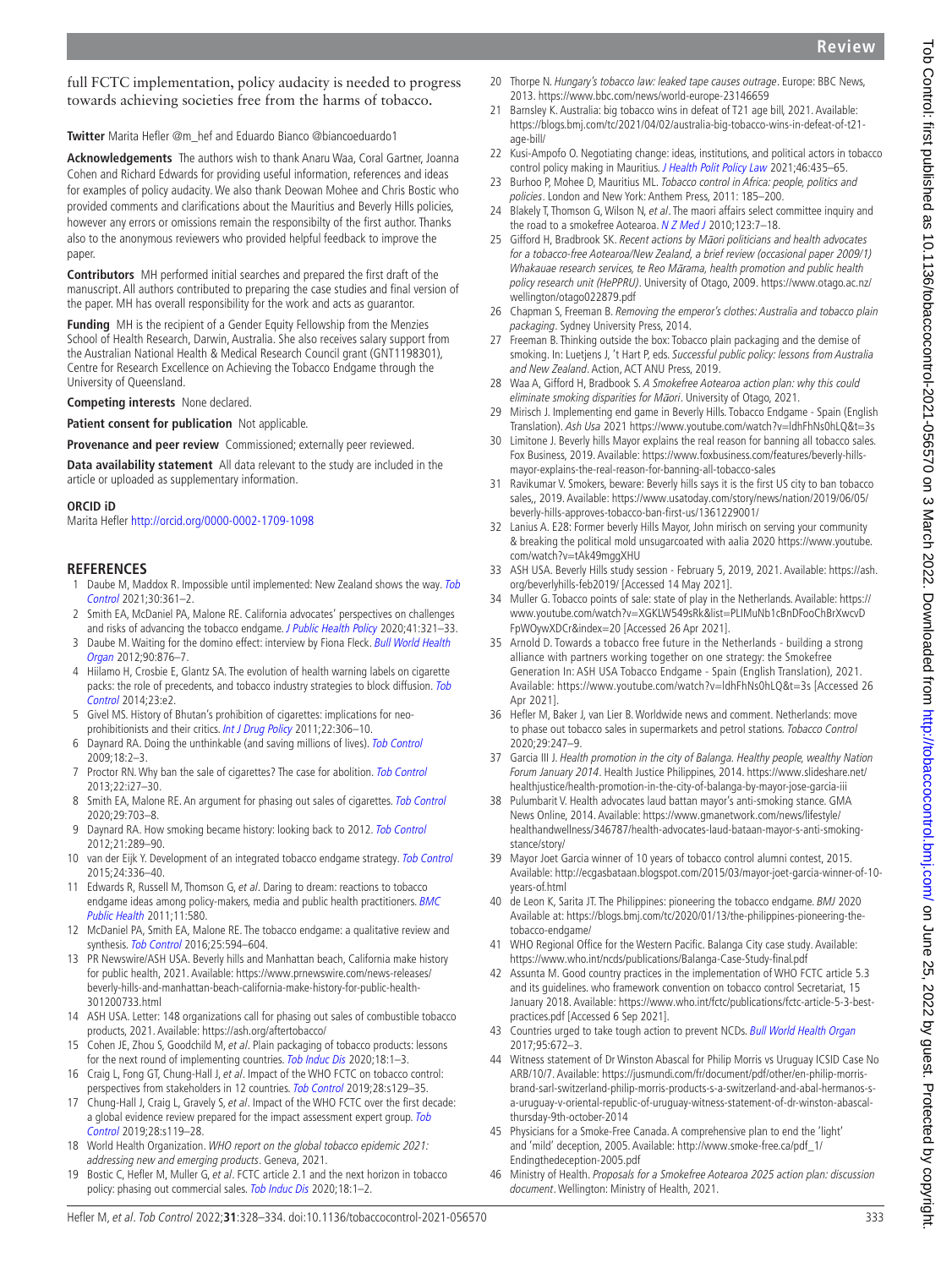full FCTC implementation, policy audacity is needed to progress towards achieving societies free from the harms of tobacco.

**Twitter** Marita Hefler @m_hef and Eduardo Bianco @biancoeduardo1

**Acknowledgements** The authors wish to thank Anaru Waa, Coral Gartner, Joanna Cohen and Richard Edwards for providing useful information, references and ideas for examples of policy audacity. We also thank Deowan Mohee and Chris Bostic who provided comments and clarifications about the Mauritius and Beverly Hills policies, however any errors or omissions remain the responsibilty of the first author. Thanks also to the anonymous reviewers who provided helpful feedback to improve the paper.

**Contributors** MH performed initial searches and prepared the first draft of the manuscript. All authors contributed to preparing the case studies and final version of the paper. MH has overall responsibility for the work and acts as guarantor.

**Funding** MH is the recipient of a Gender Equity Fellowship from the Menzies School of Health Research, Darwin, Australia. She also receives salary support from the Australian National Health & Medical Research Council grant (GNT1198301), Centre for Research Excellence on Achieving the Tobacco Endgame through the University of Queensland.

**Competing interests** None declared.

**Patient consent for publication** Not applicable.

**Provenance and peer review** Commissioned; externally peer reviewed.

**Data availability statement** All data relevant to the study are included in the article or uploaded as supplementary information.

### ORCID iD

Marita Hefler http://orcid.org/0000-0002-1709-1098

## REFERENCES

1. Daube M, Maddox R. Impossible until implemented: New Zealand shows the way. *Tob Control* 2021;30:361–2.
2. Smith EA, McDaniel PA, Malone RE. California advocates' perspectives on challenges and risks of advancing the tobacco endgame. *J Public Health Policy* 2020;41:321–33.
3. Daube M. Waiting for the domino effect: interview by Fiona Fleck. *Bull World Health Organ* 2012;90:876–7.
4. Hiilamo H, Crosbie E, Glantz SA. The evolution of health warning labels on cigarette packs: the role of precedents, and tobacco industry strategies to block diffusion. *Tob Control* 2014;23:e2.
5. Givel MS. History of Bhutan's prohibition of cigarettes: implications for neo-prohibitionists and their critics. *Int J Drug Policy* 2011;22:306–10.
6. Daynard RA. Doing the unthinkable (and saving millions of lives). *Tob Control* 2009;18:2–3.
7. Proctor RN. Why ban the sale of cigarettes? The case for abolition. *Tob Control* 2013;22:i27–30.
8. Smith EA, Malone RE. An argument for phasing out sales of cigarettes. *Tob Control* 2020;29:703–8.
9. Daynard RA. How smoking became history: looking back to 2012. *Tob Control* 2012;21:289–90.
10. van der Eijk Y. Development of an integrated tobacco endgame strategy. *Tob Control* 2015;24:336–40.
11. Edwards R, Russell M, Thomson G, *et al*. Daring to dream: reactions to tobacco endgame ideas among policy-makers, media and public health practitioners. *BMC Public Health* 2011;11:580.
12. McDaniel PA, Smith EA, Malone RE. The tobacco endgame: a qualitative review and synthesis. *Tob Control* 2016;25:594–604.
13. PR Newswire/ASH USA. Beverly hills and Manhattan beach, California make history for public health, 2021. Available: https://www.prnewswire.com/news-releases/beverly-hills-and-manhattan-beach-california-make-history-for-public-health-301200733.html
14. ASH USA. Letter: 148 organizations call for phasing out sales of combustible tobacco products, 2021. Available: https://ash.org/aftertobacco/
15. Cohen JE, Zhou S, Goodchild M, *et al*. Plain packaging of tobacco products: lessons for the next round of implementing countries. *Tob Induc Dis* 2020;18:1–3.
16. Craig L, Fong GT, Chung-Hall J, *et al*. Impact of the WHO FCTC on tobacco control: perspectives from stakeholders in 12 countries. *Tob Control* 2019;28:s129–35.
17. Chung-Hall J, Craig L, Gravely S, *et al*. Impact of the WHO FCTC over the first decade: a global evidence review prepared for the impact assessment expert group. *Tob Control* 2019;28:s119–28.
18. World Health Organization. *WHO report on the global tobacco epidemic 2021: addressing new and emerging products*. Geneva, 2021.
19. Bostic C, Hefler M, Muller G, *et al*. FCTC article 2.1 and the next horizon in tobacco policy: phasing out commercial sales. *Tob Induc Dis* 2020;18:1–2.
20. Thorpe N. *Hungary's tobacco law: leaked tape causes outrage*. Europe: BBC News, 2013. https://www.bbc.com/news/world-europe-23146659
21. Barnsley K. Australia: big tobacco wins in defeat of T21 age bill, 2021. Available: https://blogs.bmj.com/tc/2021/04/02/australia-big-tobacco-wins-in-defeat-of-t21-age-bill/
22. Kusi-Ampofo O. Negotiating change: ideas, institutions, and political actors in tobacco control policy making in Mauritius. *J Health Polit Policy Law* 2021;46:435–65.
23. Burhoo P, Mohee D, Mauritius ML. *Tobacco control in Africa: people, politics and policies*. London and New York: Anthem Press, 2011: 185–200.
24. Blakely T, Thomson G, Wilson N, *et al*. The maori affairs select committee inquiry and the road to a smokefree Aotearoa. *N Z Med J* 2010;123:7–18.
25. Gifford H, Bradbrook SK. *Recent actions by Māori politicians and health advocates for a tobacco-free Aotearoa/New Zealand, a brief review (occasional paper 2009/1) Whakauae research services, te Reo Mārama, health promotion and public health policy research unit (HePPRU)*. University of Otago, 2009. https://www.otago.ac.nz/wellington/otago022879.pdf
26. Chapman S, Freeman B. *Removing the emperor's clothes: Australia and tobacco plain packaging*. Sydney University Press, 2014.
27. Freeman B. Thinking outside the box: Tobacco plain packaging and the demise of smoking. In: Luetjens J, 't Hart P, eds. *Successful public policy: lessons from Australia and New Zealand*. Action, ACT ANU Press, 2019.
28. Waa A, Gifford H, Bradbook S. *A Smokefree Aotearoa action plan: why this could eliminate smoking disparities for Māori*. University of Otago, 2021.
29. Mirisch J. Implementing end game in Beverly Hills. Tobacco Endgame - Spain (English Translation). *Ash Usa* 2021 https://www.youtube.com/watch?v=ldhFhNs0hLQ&t=3s
30. Limitone J. Beverly hills Mayor explains the real reason for banning all tobacco sales. Fox Business, 2019. Available: https://www.foxbusiness.com/features/beverly-hills-mayor-explains-the-real-reason-for-banning-all-tobacco-sales
31. Ravikumar V. Smokers, beware: Beverly hills says it is the first US city to ban tobacco sales,, 2019. Available: https://www.usatoday.com/story/news/nation/2019/06/05/beverly-hills-approves-tobacco-ban-first-us/1361229001/
32. Lanius A. E28: Former beverly Hills Mayor, John mirisch on serving your community & breaking the political mold unsugarcoated with aalia 2020 https://www.youtube.com/watch?v=tAk49mggXHU
33. ASH USA. Beverly Hills study session - February 5, 2019, 2021. Available: https://ash.org/beverlyhills-feb2019/ [Accessed 14 May 2021].
34. Muller G. Tobacco points of sale: state of play in the Netherlands. Available: https://www.youtube.com/watch?v=XGKLW549sRk&list=PLIMuNb1cBnDFooChBrXwcvDFpWOywXDCr&index=20 [Accessed 26 Apr 2021].
35. Arnold D. Towards a tobacco free future in the Netherlands - building a strong alliance with partners working together on one strategy: the Smokefree Generation In: ASH USA Tobacco Endgame - Spain (English Translation), 2021. Available: https://www.youtube.com/watch?v=ldhFhNs0hLQ&t=3s [Accessed 26 Apr 2021].
36. Hefler M, Baker J, van Lier B. Worldwide news and comment. Netherlands: move to phase out tobacco sales in supermarkets and petrol stations. *Tobacco Control* 2020;29:247–9.
37. Garcia III J. *Health promotion in the city of Balanga. Healthy people, wealthy Nation Forum January 2014*. Health Justice Philippines, 2014. https://www.slideshare.net/healthjustice/health-promotion-in-the-city-of-balanga-by-mayor-jose-garcia-iii
38. Pulumbarit V. Health advocates laud battan mayor's anti-smoking stance. GMA News Online, 2014. Available: https://www.gmanetwork.com/news/lifestyle/healthandwellness/346787/health-advocates-laud-bataan-mayor-s-anti-smoking-stance/story/
39. Mayor Joet Garcia winner of 10 years of tobacco control alumni contest, 2015. Available: http://ecgasbataan.blogspot.com/2015/03/mayor-joet-garcia-winner-of-10-years-of.html
40. de Leon K, Sarita JT. The Philippines: pioneering the tobacco endgame. *BMJ* 2020 Available at: https://blogs.bmj.com/tc/2020/01/13/the-philippines-pioneering-the-tobacco-endgame/
41. WHO Regional Office for the Western Pacific. Balanga City case study. Available: https://www.who.int/ncds/publications/Balanga-Case-Study-final.pdf
42. Assunta M. Good country practices in the implementation of WHO FCTC article 5.3 and its guidelines. who framework convention on tobacco control Secretariat, 15 January 2018. Available: https://www.who.int/fctc/publications/fctc-article-5-3-best-practices.pdf [Accessed 6 Sep 2021].
43. Countries urged to take tough action to prevent NCDs. *Bull World Health Organ* 2017;95:672–3.
44. Witness statement of Dr Winston Abascal for Philip Morris vs Uruguay ICSID Case No ARB/10/7. Available: https://jusmundi.com/fr/document/pdf/other/en-philip-morris-brand-sarl-switzerland-philip-morris-products-s-a-switzerland-and-abal-hermanos-s-a-uruguay-v-oriental-republic-of-uruguay-witness-statement-of-dr-winston-abascal-thursday-9th-october-2014
45. Physicians for a Smoke-Free Canada. A comprehensive plan to end the 'light' and 'mild' deception, 2005. Available: http://www.smoke-free.ca/pdf_1/Endingthedeception-2005.pdf
46. Ministry of Health. *Proposals for a Smokefree Aotearoa 2025 action plan: discussion document*. Wellington: Ministry of Health, 2021.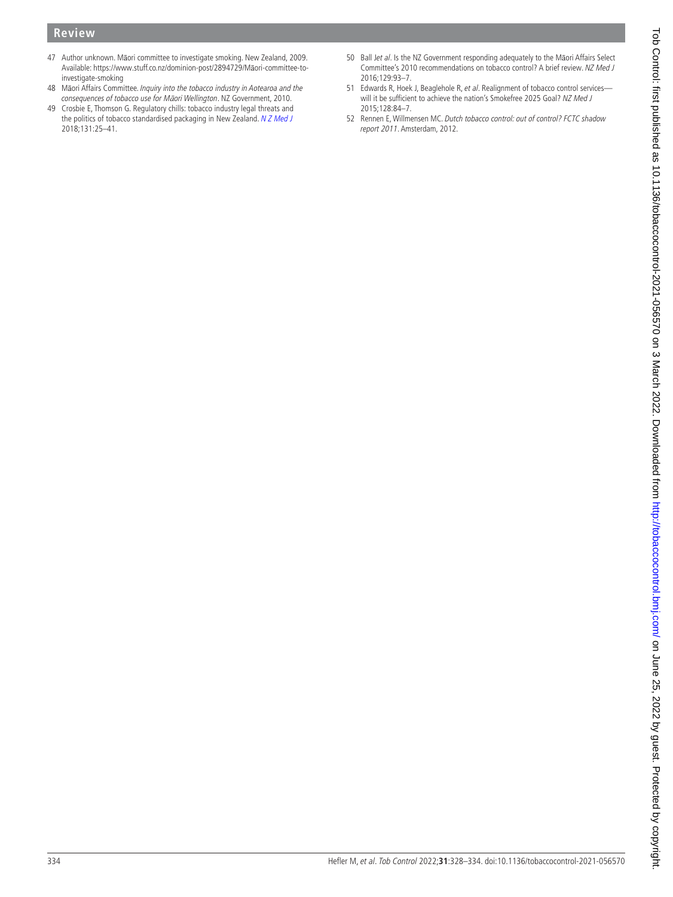47 Author unknown. Māori committee to investigate smoking. New Zealand, 2009. Available: https://www.stuff.co.nz/dominion-post/2894729/Māori-committee-to-investigate-smoking

48 Māori Affairs Committee. *Inquiry into the tobacco industry in Aotearoa and the consequences of tobacco use for Māori Wellington*. NZ Government, 2010.

49 Crosbie E, Thomson G. Regulatory chills: tobacco industry legal threats and the politics of tobacco standardised packaging in New Zealand. *N Z Med J* 2018;131:25–41.

50 Ball J*et al*. Is the NZ Government responding adequately to the Māori Affairs Select Committee's 2010 recommendations on tobacco control? A brief review. *NZ Med J* 2016;129:93–7.

51 Edwards R, Hoek J, Beaglehole R, *et al*. Realignment of tobacco control services—will it be sufficient to achieve the nation's Smokefree 2025 Goal? *NZ Med J* 2015;128:84–7.

52 Rennen E, Willmensen MC. *Dutch tobacco control: out of control? FCTC shadow report 2011*. Amsterdam, 2012.